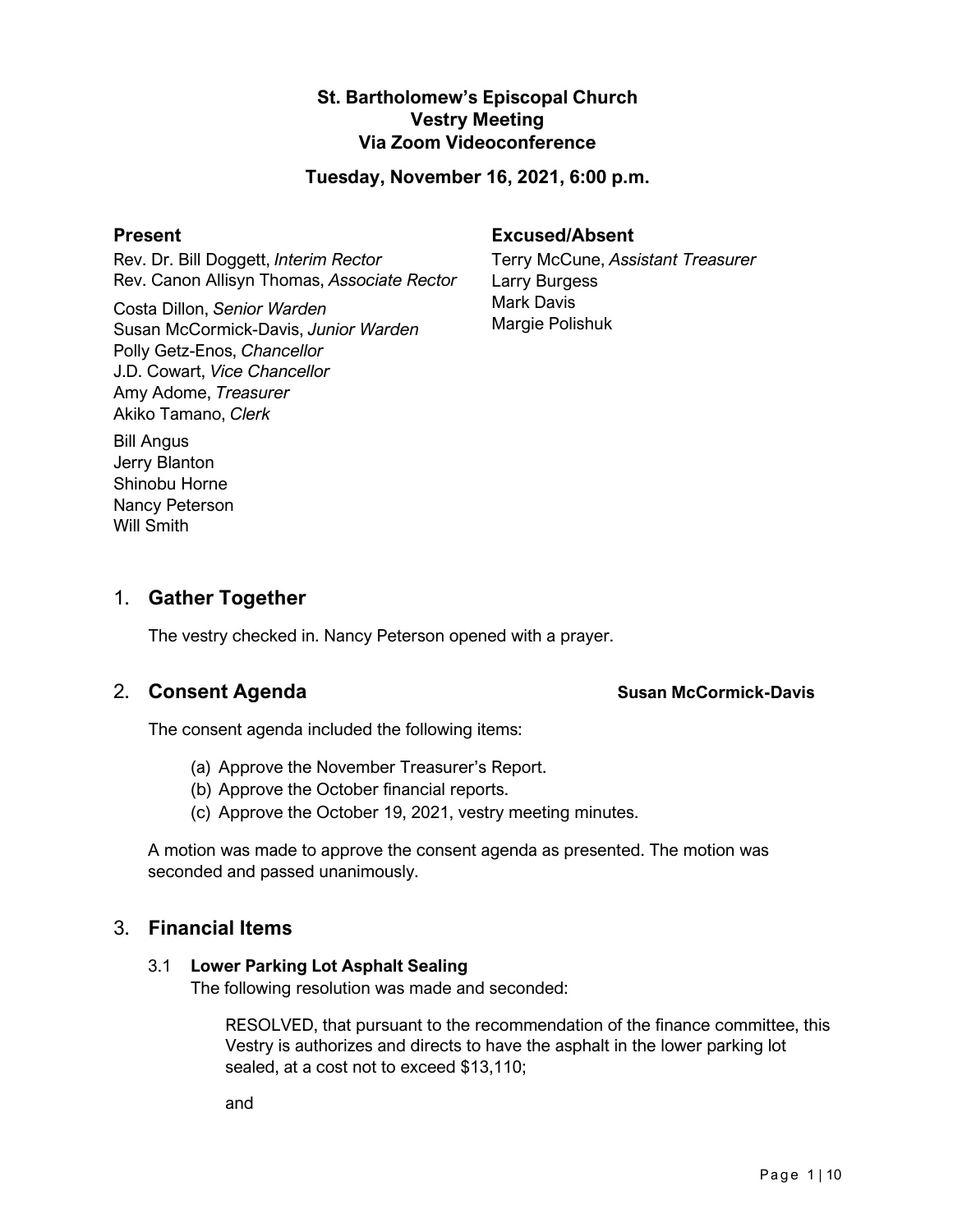**St. Bartholomew's Episcopal Church**
**Vestry Meeting**
**Via Zoom Videoconference**

**Tuesday, November 16, 2021, 6:00 p.m.**

### Present

Rev. Dr. Bill Doggett, *Interim Rector*
Rev. Canon Allisyn Thomas, *Associate Rector*

Costa Dillon, *Senior Warden*
Susan McCormick-Davis, *Junior Warden*
Polly Getz-Enos, *Chancellor*
J.D. Cowart, *Vice Chancellor*
Amy Adome, *Treasurer*
Akiko Tamano, *Clerk*

Bill Angus
Jerry Blanton
Shinobu Horne
Nancy Peterson
Will Smith

### Excused/Absent

Terry McCune, *Assistant Treasurer*
Larry Burgess
Mark Davis
Margie Polishuk

## 1. Gather Together

The vestry checked in. Nancy Peterson opened with a prayer.

## 2. Consent Agenda **Susan McCormick-Davis**

The consent agenda included the following items:

(a) Approve the November Treasurer's Report.
(b) Approve the October financial reports.
(c) Approve the October 19, 2021, vestry meeting minutes.

A motion was made to approve the consent agenda as presented. The motion was seconded and passed unanimously.

## 3. Financial Items

### 3.1 Lower Parking Lot Asphalt Sealing

The following resolution was made and seconded:

> RESOLVED, that pursuant to the recommendation of the finance committee, this Vestry is authorizes and directs to have the asphalt in the lower parking lot sealed, at a cost not to exceed $13,110;
>
> and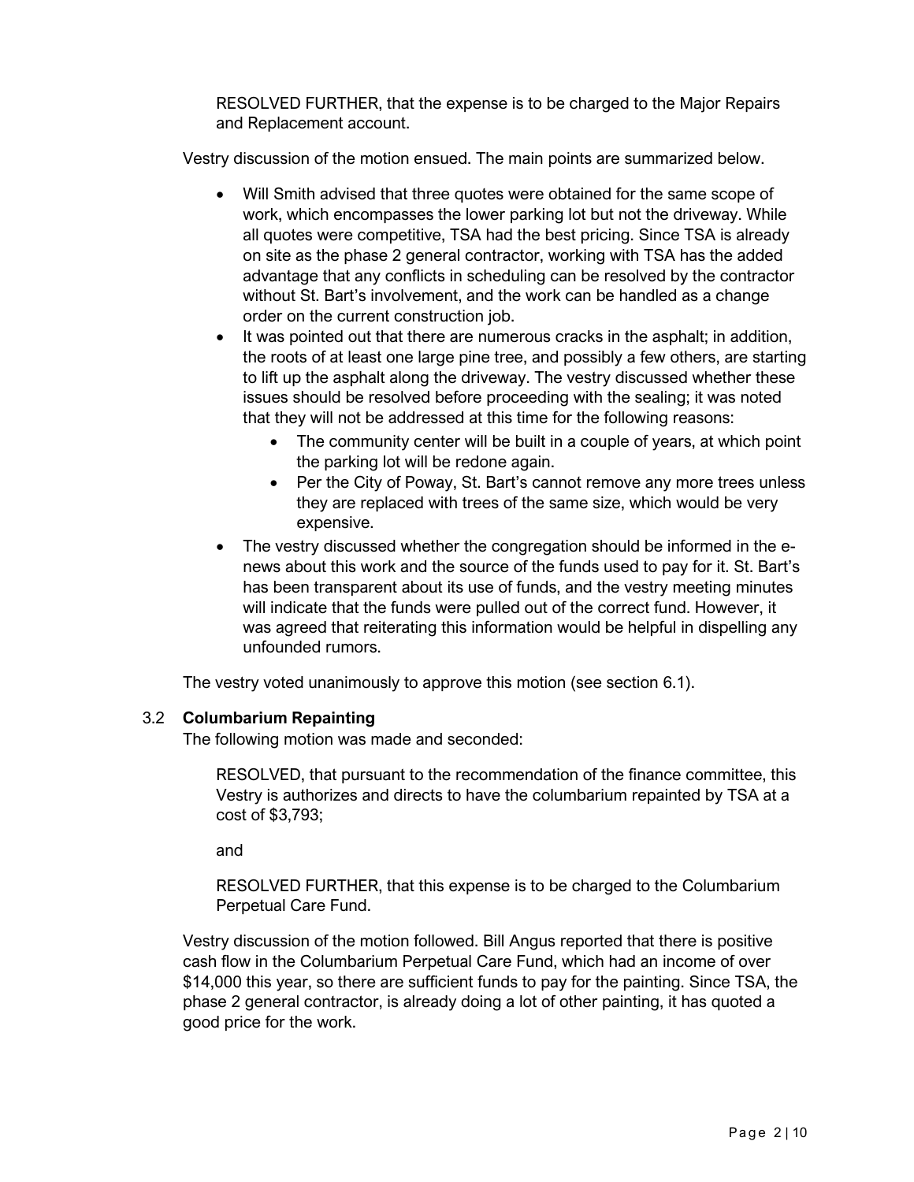RESOLVED FURTHER, that the expense is to be charged to the Major Repairs and Replacement account.

Vestry discussion of the motion ensued. The main points are summarized below.

- Will Smith advised that three quotes were obtained for the same scope of work, which encompasses the lower parking lot but not the driveway. While all quotes were competitive, TSA had the best pricing. Since TSA is already on site as the phase 2 general contractor, working with TSA has the added advantage that any conflicts in scheduling can be resolved by the contractor without St. Bart's involvement, and the work can be handled as a change order on the current construction job.
- It was pointed out that there are numerous cracks in the asphalt; in addition, the roots of at least one large pine tree, and possibly a few others, are starting to lift up the asphalt along the driveway. The vestry discussed whether these issues should be resolved before proceeding with the sealing; it was noted that they will not be addressed at this time for the following reasons:
    - The community center will be built in a couple of years, at which point the parking lot will be redone again.
    - Per the City of Poway, St. Bart's cannot remove any more trees unless they are replaced with trees of the same size, which would be very expensive.
- The vestry discussed whether the congregation should be informed in the e-news about this work and the source of the funds used to pay for it. St. Bart's has been transparent about its use of funds, and the vestry meeting minutes will indicate that the funds were pulled out of the correct fund. However, it was agreed that reiterating this information would be helpful in dispelling any unfounded rumors.

The vestry voted unanimously to approve this motion (see section 6.1).

### 3.2 Columbarium Repainting

The following motion was made and seconded:

RESOLVED, that pursuant to the recommendation of the finance committee, this Vestry is authorizes and directs to have the columbarium repainted by TSA at a cost of $3,793;

and

RESOLVED FURTHER, that this expense is to be charged to the Columbarium Perpetual Care Fund.

Vestry discussion of the motion followed. Bill Angus reported that there is positive cash flow in the Columbarium Perpetual Care Fund, which had an income of over $14,000 this year, so there are sufficient funds to pay for the painting. Since TSA, the phase 2 general contractor, is already doing a lot of other painting, it has quoted a good price for the work.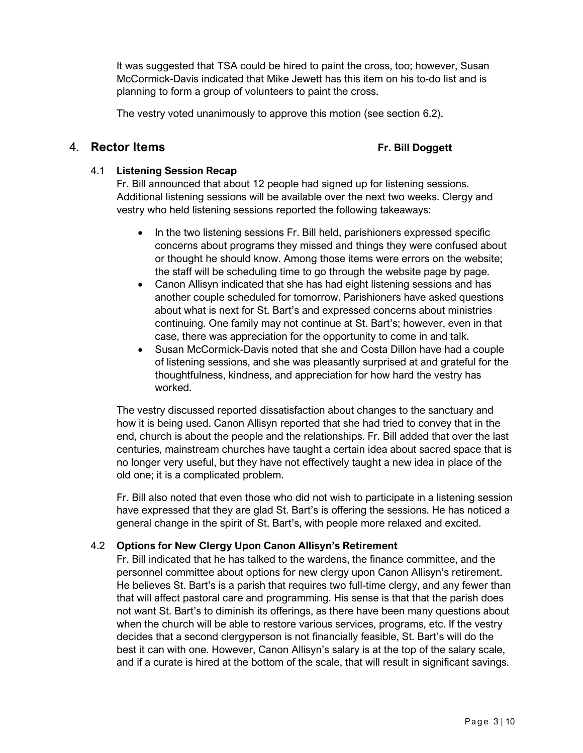It was suggested that TSA could be hired to paint the cross, too; however, Susan McCormick-Davis indicated that Mike Jewett has this item on his to-do list and is planning to form a group of volunteers to paint the cross.

The vestry voted unanimously to approve this motion (see section 6.2).

## 4. Rector Items — Fr. Bill Doggett

### 4.1 Listening Session Recap

Fr. Bill announced that about 12 people had signed up for listening sessions. Additional listening sessions will be available over the next two weeks. Clergy and vestry who held listening sessions reported the following takeaways:

- In the two listening sessions Fr. Bill held, parishioners expressed specific concerns about programs they missed and things they were confused about or thought he should know. Among those items were errors on the website; the staff will be scheduling time to go through the website page by page.
- Canon Allisyn indicated that she has had eight listening sessions and has another couple scheduled for tomorrow. Parishioners have asked questions about what is next for St. Bart's and expressed concerns about ministries continuing. One family may not continue at St. Bart's; however, even in that case, there was appreciation for the opportunity to come in and talk.
- Susan McCormick-Davis noted that she and Costa Dillon have had a couple of listening sessions, and she was pleasantly surprised at and grateful for the thoughtfulness, kindness, and appreciation for how hard the vestry has worked.

The vestry discussed reported dissatisfaction about changes to the sanctuary and how it is being used. Canon Allisyn reported that she had tried to convey that in the end, church is about the people and the relationships. Fr. Bill added that over the last centuries, mainstream churches have taught a certain idea about sacred space that is no longer very useful, but they have not effectively taught a new idea in place of the old one; it is a complicated problem.

Fr. Bill also noted that even those who did not wish to participate in a listening session have expressed that they are glad St. Bart's is offering the sessions. He has noticed a general change in the spirit of St. Bart's, with people more relaxed and excited.

### 4.2 Options for New Clergy Upon Canon Allisyn's Retirement

Fr. Bill indicated that he has talked to the wardens, the finance committee, and the personnel committee about options for new clergy upon Canon Allisyn's retirement. He believes St. Bart's is a parish that requires two full-time clergy, and any fewer than that will affect pastoral care and programming. His sense is that that the parish does not want St. Bart's to diminish its offerings, as there have been many questions about when the church will be able to restore various services, programs, etc. If the vestry decides that a second clergyperson is not financially feasible, St. Bart's will do the best it can with one. However, Canon Allisyn's salary is at the top of the salary scale, and if a curate is hired at the bottom of the scale, that will result in significant savings.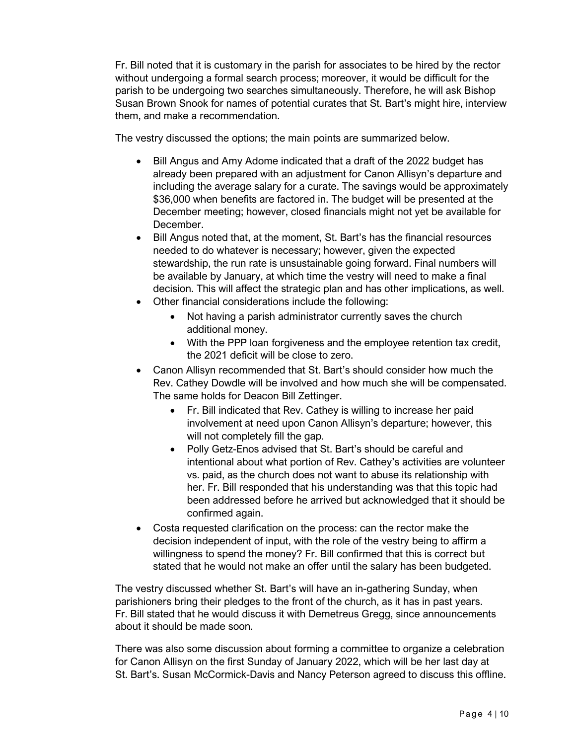Fr. Bill noted that it is customary in the parish for associates to be hired by the rector without undergoing a formal search process; moreover, it would be difficult for the parish to be undergoing two searches simultaneously. Therefore, he will ask Bishop Susan Brown Snook for names of potential curates that St. Bart's might hire, interview them, and make a recommendation.

The vestry discussed the options; the main points are summarized below.

- Bill Angus and Amy Adome indicated that a draft of the 2022 budget has already been prepared with an adjustment for Canon Allisyn's departure and including the average salary for a curate. The savings would be approximately $36,000 when benefits are factored in. The budget will be presented at the December meeting; however, closed financials might not yet be available for December.
- Bill Angus noted that, at the moment, St. Bart's has the financial resources needed to do whatever is necessary; however, given the expected stewardship, the run rate is unsustainable going forward. Final numbers will be available by January, at which time the vestry will need to make a final decision. This will affect the strategic plan and has other implications, as well.
- Other financial considerations include the following:
    - Not having a parish administrator currently saves the church additional money.
    - With the PPP loan forgiveness and the employee retention tax credit, the 2021 deficit will be close to zero.
- Canon Allisyn recommended that St. Bart's should consider how much the Rev. Cathey Dowdle will be involved and how much she will be compensated. The same holds for Deacon Bill Zettinger.
    - Fr. Bill indicated that Rev. Cathey is willing to increase her paid involvement at need upon Canon Allisyn's departure; however, this will not completely fill the gap.
    - Polly Getz-Enos advised that St. Bart's should be careful and intentional about what portion of Rev. Cathey's activities are volunteer vs. paid, as the church does not want to abuse its relationship with her. Fr. Bill responded that his understanding was that this topic had been addressed before he arrived but acknowledged that it should be confirmed again.
- Costa requested clarification on the process: can the rector make the decision independent of input, with the role of the vestry being to affirm a willingness to spend the money? Fr. Bill confirmed that this is correct but stated that he would not make an offer until the salary has been budgeted.

The vestry discussed whether St. Bart's will have an in-gathering Sunday, when parishioners bring their pledges to the front of the church, as it has in past years. Fr. Bill stated that he would discuss it with Demetreus Gregg, since announcements about it should be made soon.

There was also some discussion about forming a committee to organize a celebration for Canon Allisyn on the first Sunday of January 2022, which will be her last day at St. Bart's. Susan McCormick-Davis and Nancy Peterson agreed to discuss this offline.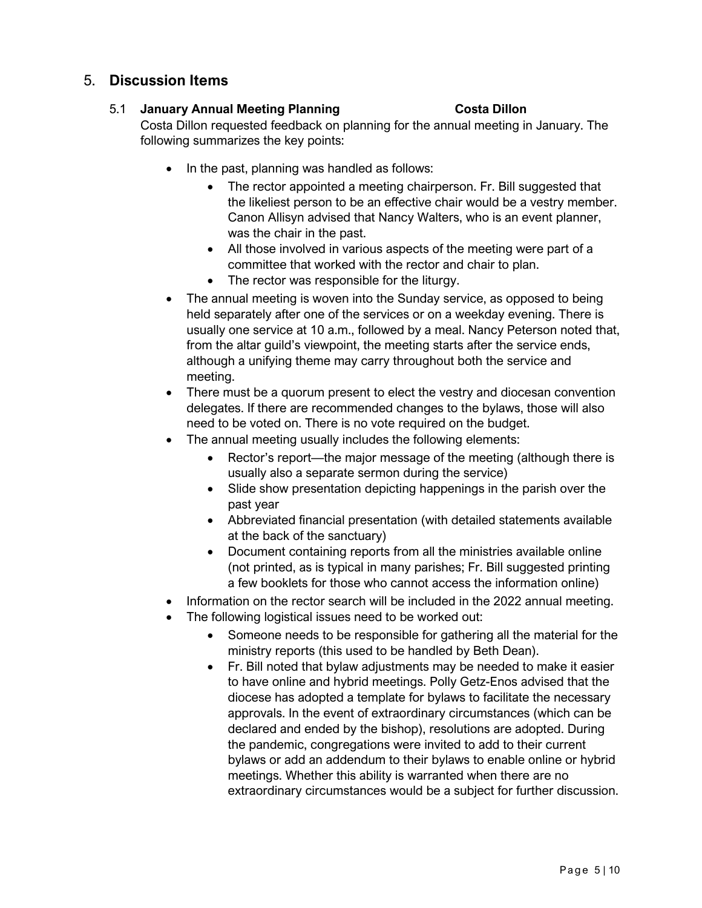## 5. **Discussion Items**

### 5.1 **January Annual Meeting Planning** **Costa Dillon**

Costa Dillon requested feedback on planning for the annual meeting in January. The following summarizes the key points:

- In the past, planning was handled as follows:
  - The rector appointed a meeting chairperson. Fr. Bill suggested that the likeliest person to be an effective chair would be a vestry member. Canon Allisyn advised that Nancy Walters, who is an event planner, was the chair in the past.
  - All those involved in various aspects of the meeting were part of a committee that worked with the rector and chair to plan.
  - The rector was responsible for the liturgy.
- The annual meeting is woven into the Sunday service, as opposed to being held separately after one of the services or on a weekday evening. There is usually one service at 10 a.m., followed by a meal. Nancy Peterson noted that, from the altar guild's viewpoint, the meeting starts after the service ends, although a unifying theme may carry throughout both the service and meeting.
- There must be a quorum present to elect the vestry and diocesan convention delegates. If there are recommended changes to the bylaws, those will also need to be voted on. There is no vote required on the budget.
- The annual meeting usually includes the following elements:
  - Rector's report—the major message of the meeting (although there is usually also a separate sermon during the service)
  - Slide show presentation depicting happenings in the parish over the past year
  - Abbreviated financial presentation (with detailed statements available at the back of the sanctuary)
  - Document containing reports from all the ministries available online (not printed, as is typical in many parishes; Fr. Bill suggested printing a few booklets for those who cannot access the information online)
- Information on the rector search will be included in the 2022 annual meeting.
- The following logistical issues need to be worked out:
  - Someone needs to be responsible for gathering all the material for the ministry reports (this used to be handled by Beth Dean).
  - Fr. Bill noted that bylaw adjustments may be needed to make it easier to have online and hybrid meetings. Polly Getz-Enos advised that the diocese has adopted a template for bylaws to facilitate the necessary approvals. In the event of extraordinary circumstances (which can be declared and ended by the bishop), resolutions are adopted. During the pandemic, congregations were invited to add to their current bylaws or add an addendum to their bylaws to enable online or hybrid meetings. Whether this ability is warranted when there are no extraordinary circumstances would be a subject for further discussion.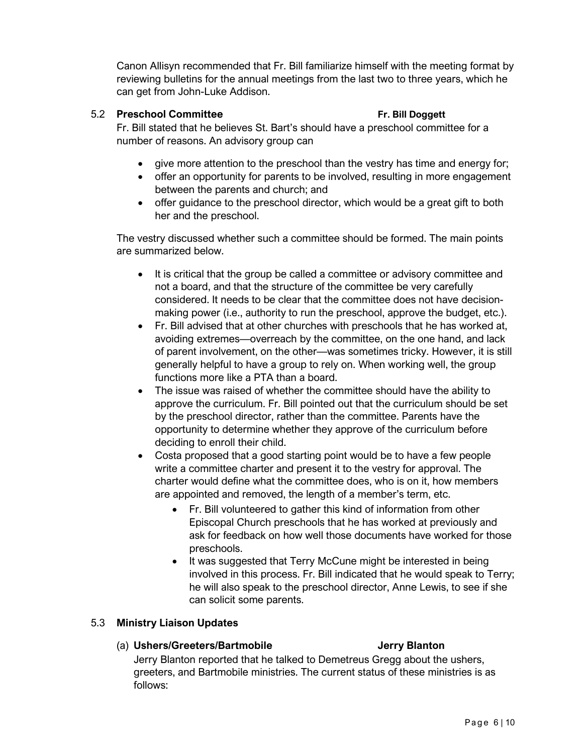Canon Allisyn recommended that Fr. Bill familiarize himself with the meeting format by reviewing bulletins for the annual meetings from the last two to three years, which he can get from John-Luke Addison.

### 5.2 **Preschool Committee** — **Fr. Bill Doggett**

Fr. Bill stated that he believes St. Bart's should have a preschool committee for a number of reasons. An advisory group can

- give more attention to the preschool than the vestry has time and energy for;
- offer an opportunity for parents to be involved, resulting in more engagement between the parents and church; and
- offer guidance to the preschool director, which would be a great gift to both her and the preschool.

The vestry discussed whether such a committee should be formed. The main points are summarized below.

- It is critical that the group be called a committee or advisory committee and not a board, and that the structure of the committee be very carefully considered. It needs to be clear that the committee does not have decision-making power (i.e., authority to run the preschool, approve the budget, etc.).
- Fr. Bill advised that at other churches with preschools that he has worked at, avoiding extremes—overreach by the committee, on the one hand, and lack of parent involvement, on the other—was sometimes tricky. However, it is still generally helpful to have a group to rely on. When working well, the group functions more like a PTA than a board.
- The issue was raised of whether the committee should have the ability to approve the curriculum. Fr. Bill pointed out that the curriculum should be set by the preschool director, rather than the committee. Parents have the opportunity to determine whether they approve of the curriculum before deciding to enroll their child.
- Costa proposed that a good starting point would be to have a few people write a committee charter and present it to the vestry for approval. The charter would define what the committee does, who is on it, how members are appointed and removed, the length of a member's term, etc.
  - Fr. Bill volunteered to gather this kind of information from other Episcopal Church preschools that he has worked at previously and ask for feedback on how well those documents have worked for those preschools.
  - It was suggested that Terry McCune might be interested in being involved in this process. Fr. Bill indicated that he would speak to Terry; he will also speak to the preschool director, Anne Lewis, to see if she can solicit some parents.

### 5.3 **Ministry Liaison Updates**

#### (a) **Ushers/Greeters/Bartmobile** — **Jerry Blanton**

Jerry Blanton reported that he talked to Demetreus Gregg about the ushers, greeters, and Bartmobile ministries. The current status of these ministries is as follows: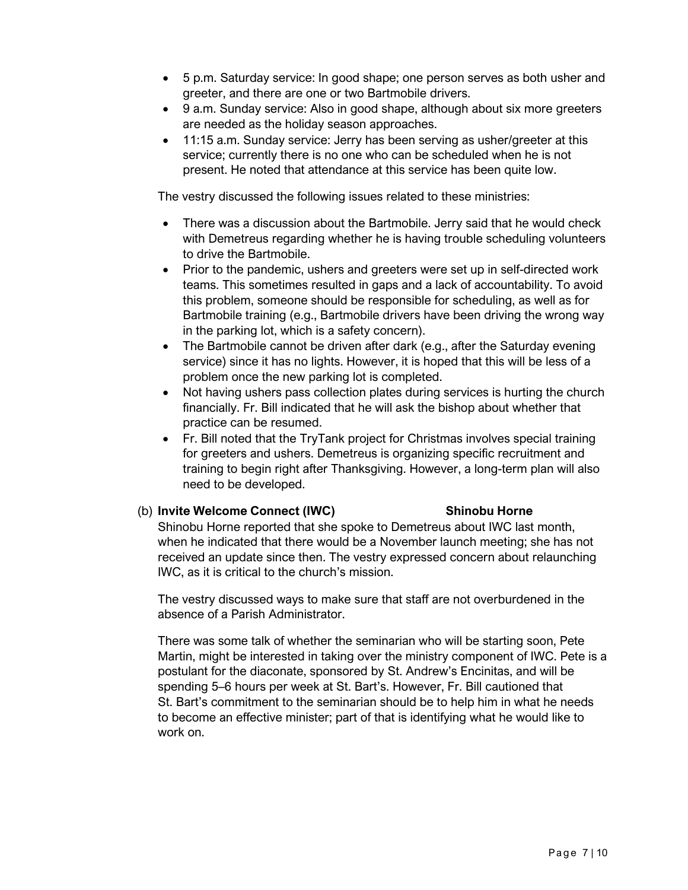- 5 p.m. Saturday service: In good shape; one person serves as both usher and greeter, and there are one or two Bartmobile drivers.
- 9 a.m. Sunday service: Also in good shape, although about six more greeters are needed as the holiday season approaches.
- 11:15 a.m. Sunday service: Jerry has been serving as usher/greeter at this service; currently there is no one who can be scheduled when he is not present. He noted that attendance at this service has been quite low.

The vestry discussed the following issues related to these ministries:

- There was a discussion about the Bartmobile. Jerry said that he would check with Demetreus regarding whether he is having trouble scheduling volunteers to drive the Bartmobile.
- Prior to the pandemic, ushers and greeters were set up in self-directed work teams. This sometimes resulted in gaps and a lack of accountability. To avoid this problem, someone should be responsible for scheduling, as well as for Bartmobile training (e.g., Bartmobile drivers have been driving the wrong way in the parking lot, which is a safety concern).
- The Bartmobile cannot be driven after dark (e.g., after the Saturday evening service) since it has no lights. However, it is hoped that this will be less of a problem once the new parking lot is completed.
- Not having ushers pass collection plates during services is hurting the church financially. Fr. Bill indicated that he will ask the bishop about whether that practice can be resumed.
- Fr. Bill noted that the TryTank project for Christmas involves special training for greeters and ushers. Demetreus is organizing specific recruitment and training to begin right after Thanksgiving. However, a long-term plan will also need to be developed.

(b) **Invite Welcome Connect (IWC)** **Shinobu Horne**

Shinobu Horne reported that she spoke to Demetreus about IWC last month, when he indicated that there would be a November launch meeting; she has not received an update since then. The vestry expressed concern about relaunching IWC, as it is critical to the church's mission.

The vestry discussed ways to make sure that staff are not overburdened in the absence of a Parish Administrator.

There was some talk of whether the seminarian who will be starting soon, Pete Martin, might be interested in taking over the ministry component of IWC. Pete is a postulant for the diaconate, sponsored by St. Andrew's Encinitas, and will be spending 5–6 hours per week at St. Bart's. However, Fr. Bill cautioned that St. Bart's commitment to the seminarian should be to help him in what he needs to become an effective minister; part of that is identifying what he would like to work on.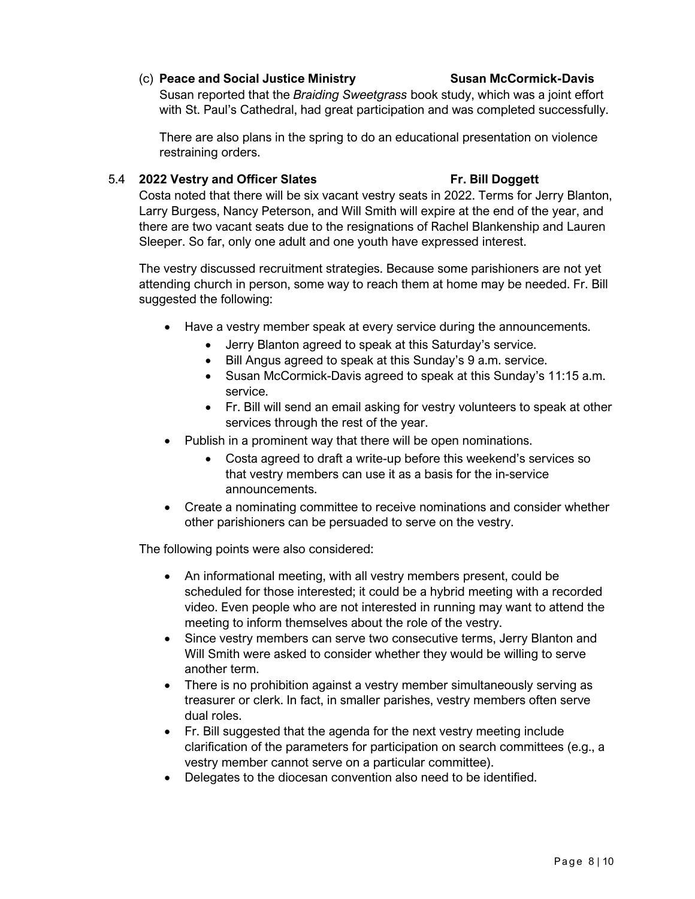(c) **Peace and Social Justice Ministry** **Susan McCormick-Davis**

Susan reported that the *Braiding Sweetgrass* book study, which was a joint effort with St. Paul's Cathedral, had great participation and was completed successfully.

There are also plans in the spring to do an educational presentation on violence restraining orders.

5.4 **2022 Vestry and Officer Slates** **Fr. Bill Doggett**

Costa noted that there will be six vacant vestry seats in 2022. Terms for Jerry Blanton, Larry Burgess, Nancy Peterson, and Will Smith will expire at the end of the year, and there are two vacant seats due to the resignations of Rachel Blankenship and Lauren Sleeper. So far, only one adult and one youth have expressed interest.

The vestry discussed recruitment strategies. Because some parishioners are not yet attending church in person, some way to reach them at home may be needed. Fr. Bill suggested the following:

- Have a vestry member speak at every service during the announcements.
  - Jerry Blanton agreed to speak at this Saturday's service.
  - Bill Angus agreed to speak at this Sunday's 9 a.m. service.
  - Susan McCormick-Davis agreed to speak at this Sunday's 11:15 a.m. service.
  - Fr. Bill will send an email asking for vestry volunteers to speak at other services through the rest of the year.
- Publish in a prominent way that there will be open nominations.
  - Costa agreed to draft a write-up before this weekend's services so that vestry members can use it as a basis for the in-service announcements.
- Create a nominating committee to receive nominations and consider whether other parishioners can be persuaded to serve on the vestry.

The following points were also considered:

- An informational meeting, with all vestry members present, could be scheduled for those interested; it could be a hybrid meeting with a recorded video. Even people who are not interested in running may want to attend the meeting to inform themselves about the role of the vestry.
- Since vestry members can serve two consecutive terms, Jerry Blanton and Will Smith were asked to consider whether they would be willing to serve another term.
- There is no prohibition against a vestry member simultaneously serving as treasurer or clerk. In fact, in smaller parishes, vestry members often serve dual roles.
- Fr. Bill suggested that the agenda for the next vestry meeting include clarification of the parameters for participation on search committees (e.g., a vestry member cannot serve on a particular committee).
- Delegates to the diocesan convention also need to be identified.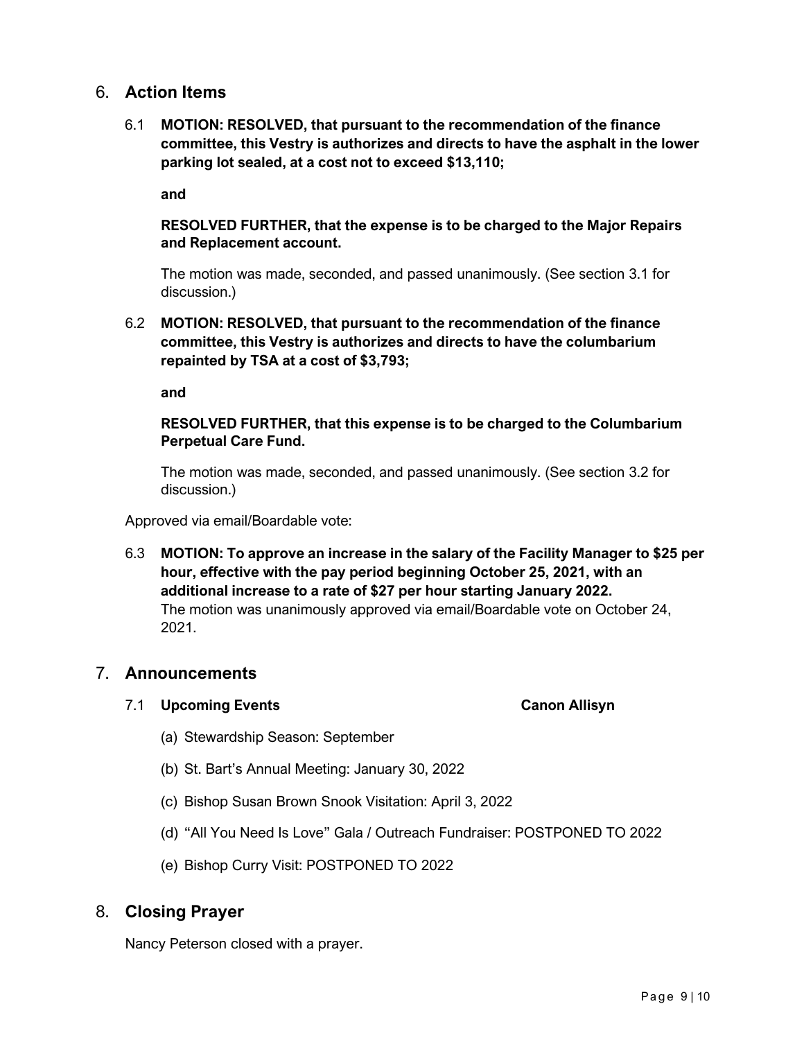## 6. Action Items

6.1 **MOTION: RESOLVED, that pursuant to the recommendation of the finance committee, this Vestry is authorizes and directs to have the asphalt in the lower parking lot sealed, at a cost not to exceed $13,110;**

**and**

**RESOLVED FURTHER, that the expense is to be charged to the Major Repairs and Replacement account.**

The motion was made, seconded, and passed unanimously. (See section 3.1 for discussion.)

6.2 **MOTION: RESOLVED, that pursuant to the recommendation of the finance committee, this Vestry is authorizes and directs to have the columbarium repainted by TSA at a cost of $3,793;**

**and**

**RESOLVED FURTHER, that this expense is to be charged to the Columbarium Perpetual Care Fund.**

The motion was made, seconded, and passed unanimously. (See section 3.2 for discussion.)

Approved via email/Boardable vote:

6.3 **MOTION: To approve an increase in the salary of the Facility Manager to $25 per hour, effective with the pay period beginning October 25, 2021, with an additional increase to a rate of $27 per hour starting January 2022.**
The motion was unanimously approved via email/Boardable vote on October 24, 2021.

## 7. Announcements

7.1 **Upcoming Events** **Canon Allisyn**

(a) Stewardship Season: September

(b) St. Bart's Annual Meeting: January 30, 2022

(c) Bishop Susan Brown Snook Visitation: April 3, 2022

(d) "All You Need Is Love" Gala / Outreach Fundraiser: POSTPONED TO 2022

(e) Bishop Curry Visit: POSTPONED TO 2022

## 8. Closing Prayer

Nancy Peterson closed with a prayer.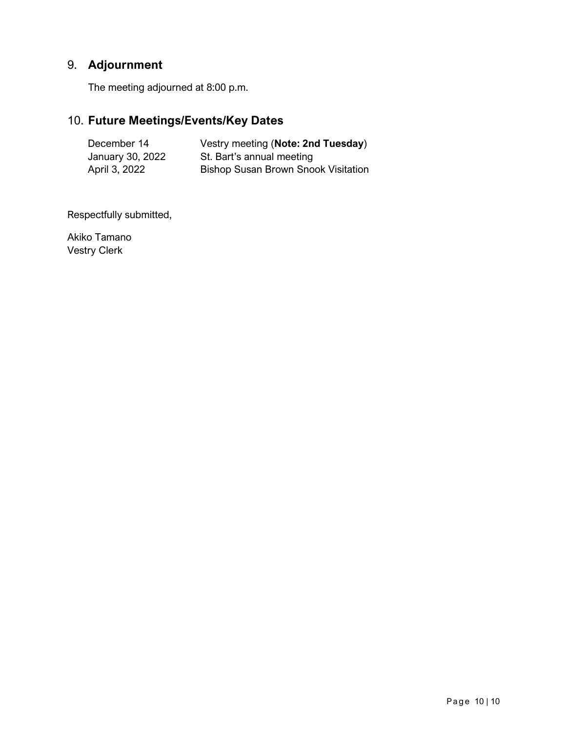## 9. Adjournment

The meeting adjourned at 8:00 p.m.

## 10. Future Meetings/Events/Key Dates

| | |
|---|---|
| December 14 | Vestry meeting (**Note: 2nd Tuesday**) |
| January 30, 2022 | St. Bart's annual meeting |
| April 3, 2022 | Bishop Susan Brown Snook Visitation |

Respectfully submitted,

Akiko Tamano
Vestry Clerk